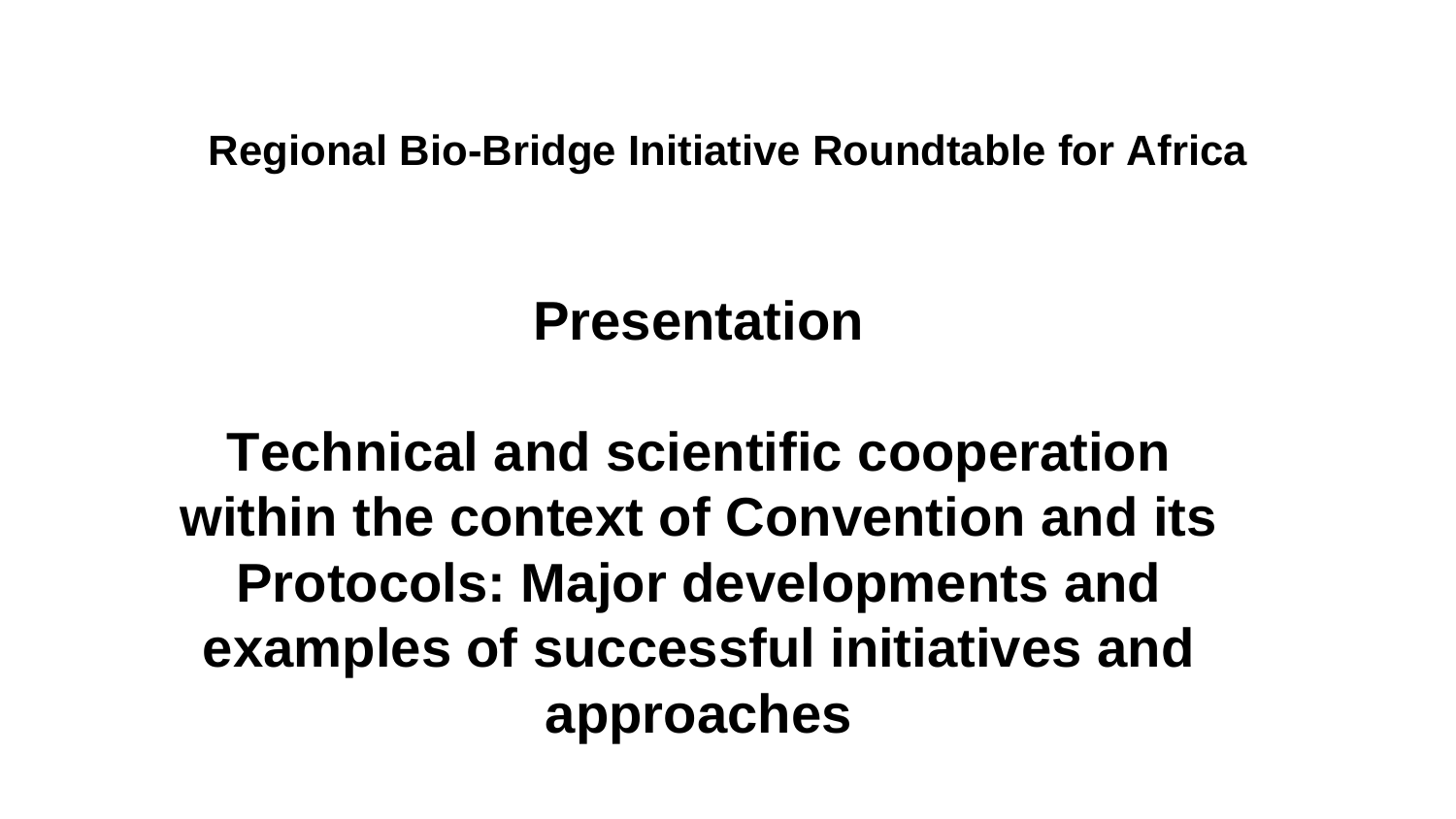**Regional Bio-Bridge Initiative Roundtable for Africa**

# Presentation

# Technical and scientific cooperation within the context of Convention and its Protocols: Major developments and examples of successful initiatives and approaches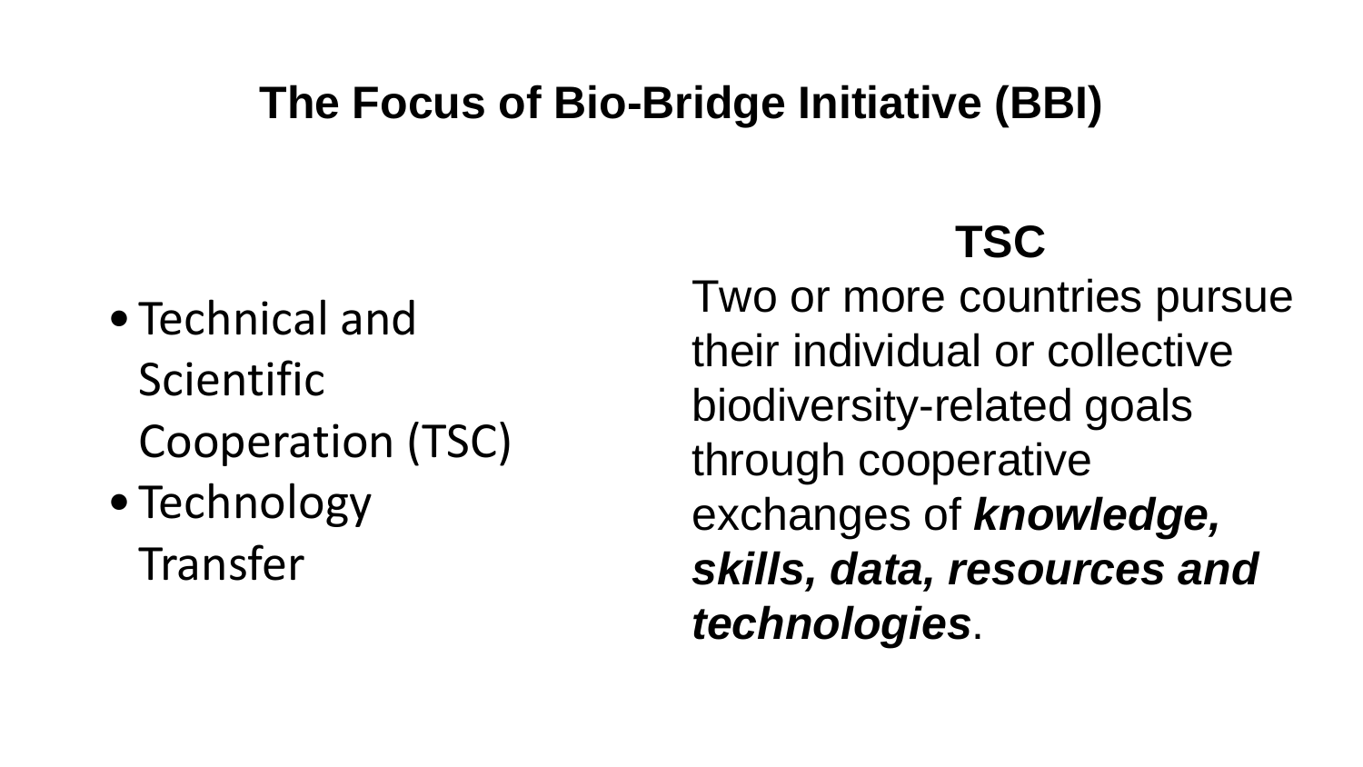# The Focus of Bio-Bridge Initiative (BBI)

- Technical and Scientific Cooperation (TSC)
- Technology Transfer

**TSC**

Two or more countries pursue their individual or collective biodiversity-related goals through cooperative exchanges of ***knowledge, skills, data, resources and technologies***.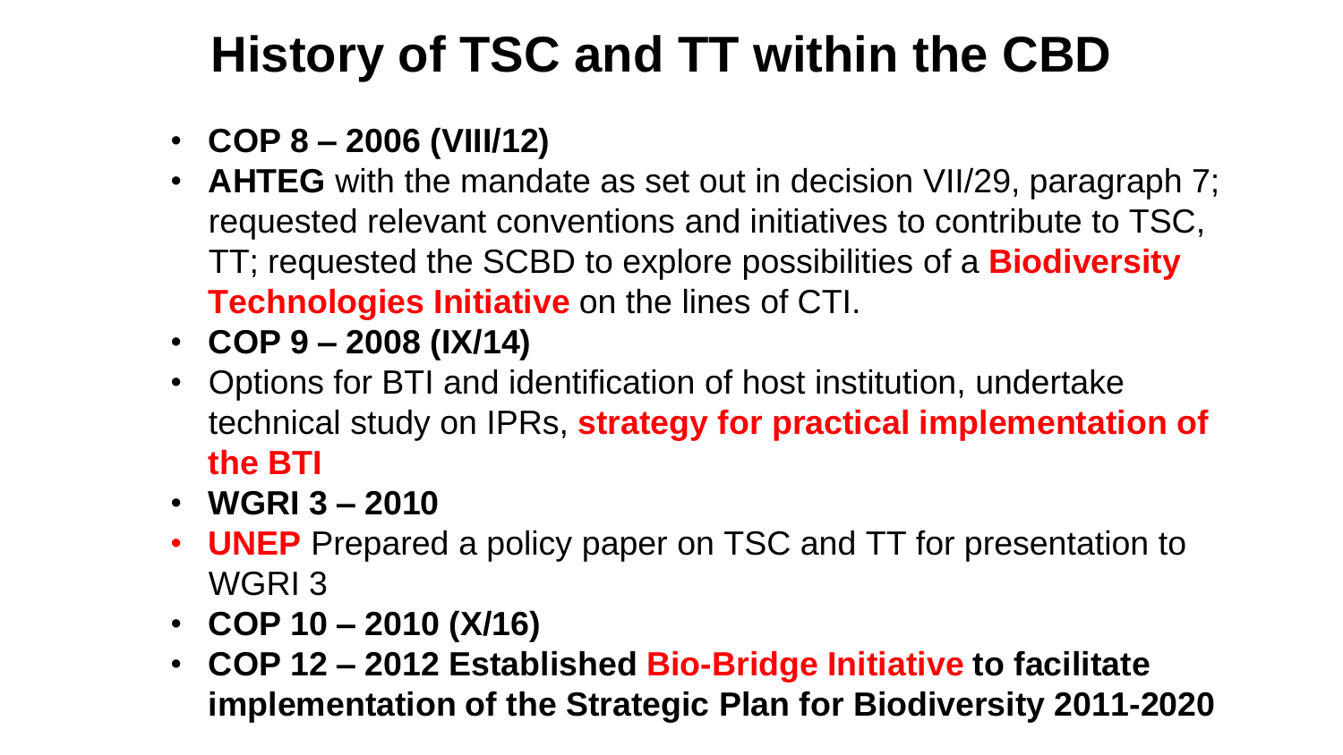# History of TSC and TT within the CBD

- **COP 8 – 2006 (VIII/12)**
- **AHTEG** with the mandate as set out in decision VII/29, paragraph 7; requested relevant conventions and initiatives to contribute to TSC, TT; requested the SCBD to explore possibilities of a **Biodiversity Technologies Initiative** on the lines of CTI.
- **COP 9 – 2008 (IX/14)**
- Options for BTI and identification of host institution, undertake technical study on IPRs, **strategy for practical implementation of the BTI**
- **WGRI 3 – 2010**
- **UNEP** Prepared a policy paper on TSC and TT for presentation to WGRI 3
- **COP 10 – 2010 (X/16)**
- **COP 12 – 2012 Established Bio-Bridge Initiative to facilitate implementation of the Strategic Plan for Biodiversity 2011-2020**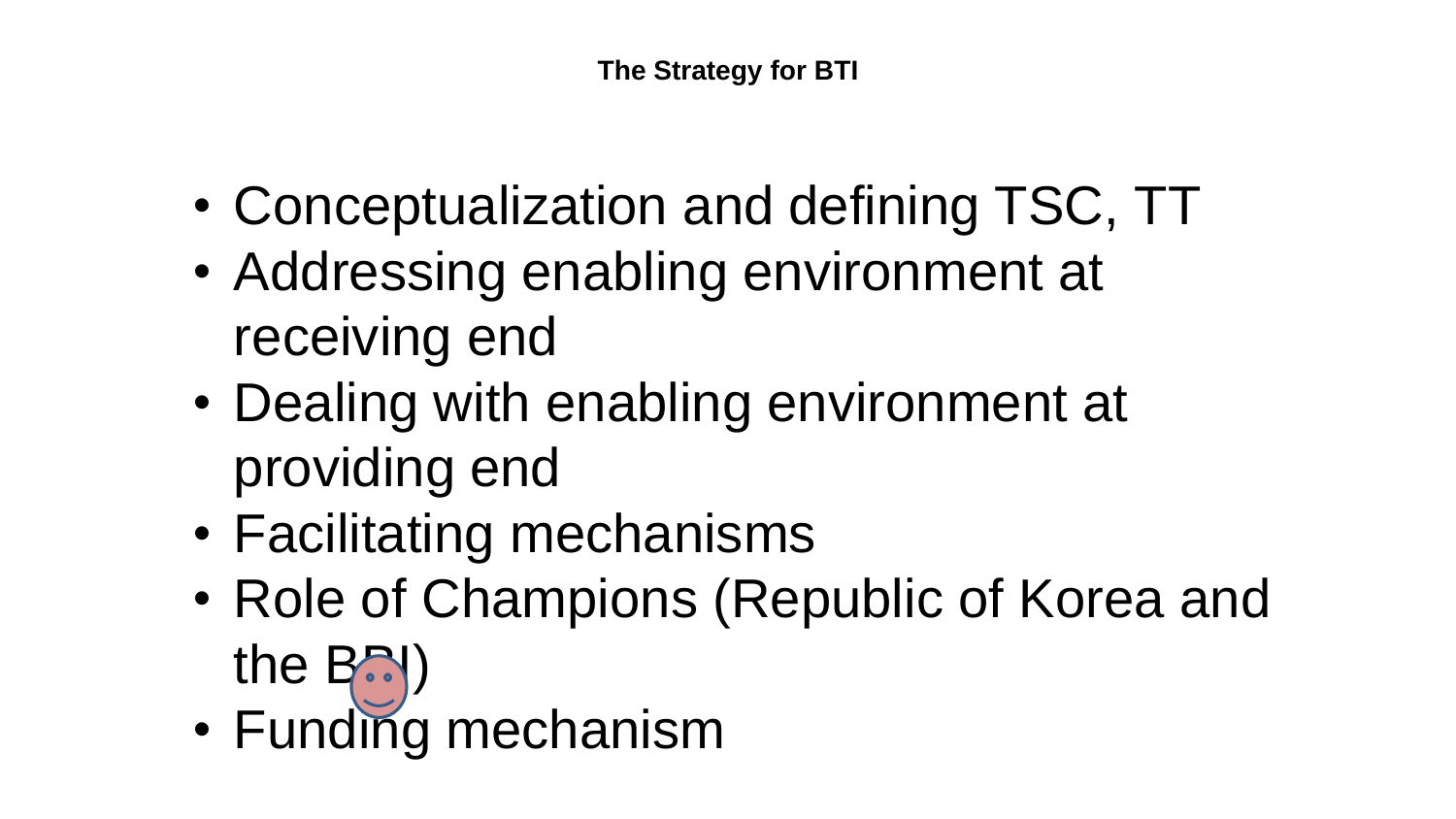# The Strategy for BTI

- Conceptualization and defining TSC, TT
- Addressing enabling environment at receiving end
- Dealing with enabling environment at providing end
- Facilitating mechanisms
- Role of Champions (Republic of Korea and the BRI)
- Funding mechanism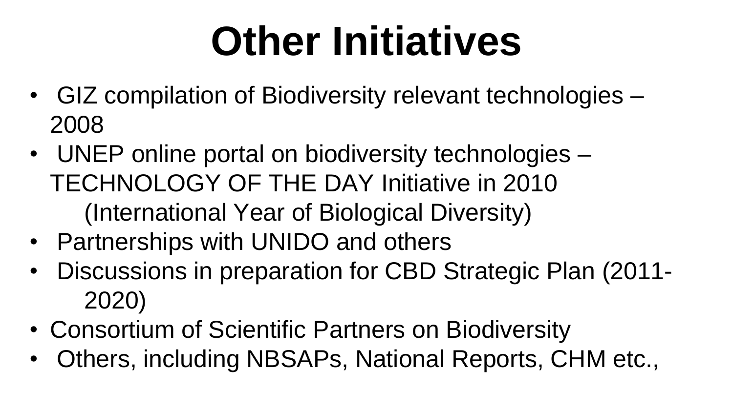# Other Initiatives

- GIZ compilation of Biodiversity relevant technologies – 2008
- UNEP online portal on biodiversity technologies – TECHNOLOGY OF THE DAY Initiative in 2010 (International Year of Biological Diversity)
- Partnerships with UNIDO and others
- Discussions in preparation for CBD Strategic Plan (2011-2020)
- Consortium of Scientific Partners on Biodiversity
- Others, including NBSAPs, National Reports, CHM etc.,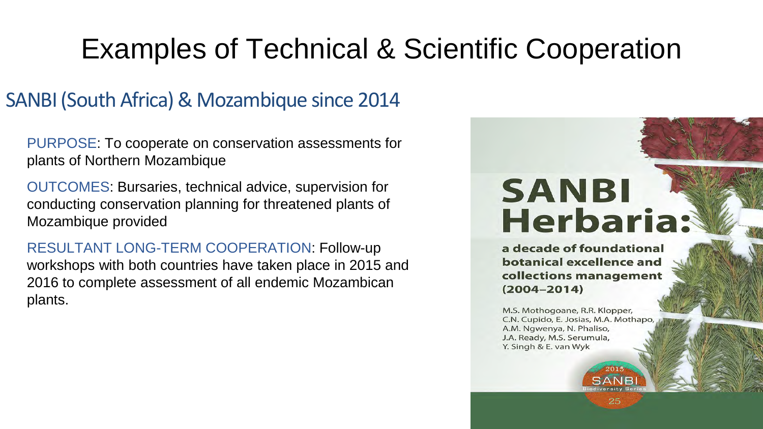# Examples of Technical & Scientific Cooperation

## SANBI (South Africa) & Mozambique since 2014

PURPOSE: To cooperate on conservation assessments for plants of Northern Mozambique

OUTCOMES: Bursaries, technical advice, supervision for conducting conservation planning for threatened plants of Mozambique provided

RESULTANT LONG-TERM COOPERATION: Follow-up workshops with both countries have taken place in 2015 and 2016 to complete assessment of all endemic Mozambican plants.

**SANBI Herbaria:**

**a decade of foundational botanical excellence and collections management (2004–2014)**

M.S. Mothogoane, R.R. Klopper, C.N. Cupido, E. Josias, M.A. Mothapo, A.M. Ngwenya, N. Phaliso, J.A. Ready, M.S. Serumula, Y. Singh & E. van Wyk

2015 SANBI Biodiversity Series 25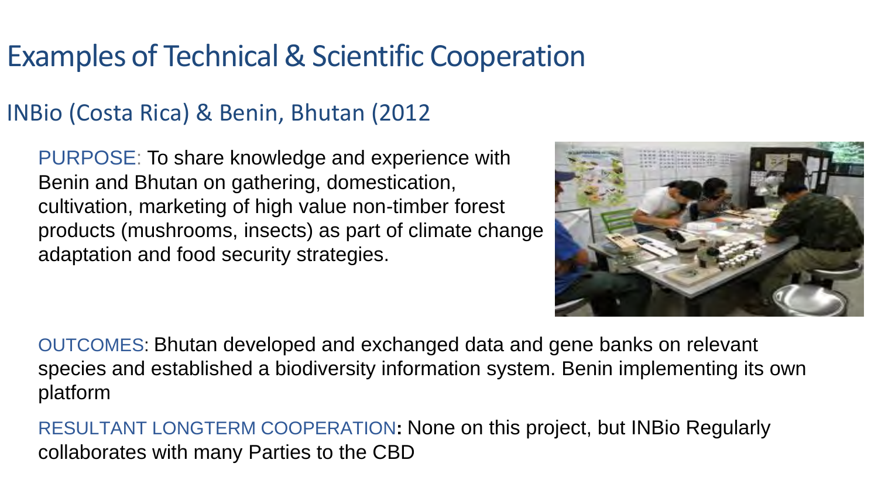# Examples of Technical & Scientific Cooperation

## INBio (Costa Rica) & Benin, Bhutan (2012

PURPOSE: To share knowledge and experience with Benin and Bhutan on gathering, domestication, cultivation, marketing of high value non-timber forest products (mushrooms, insects) as part of climate change adaptation and food security strategies.

OUTCOMES: Bhutan developed and exchanged data and gene banks on relevant species and established a biodiversity information system. Benin implementing its own platform

RESULTANT LONGTERM COOPERATION**:** None on this project, but INBio Regularly collaborates with many Parties to the CBD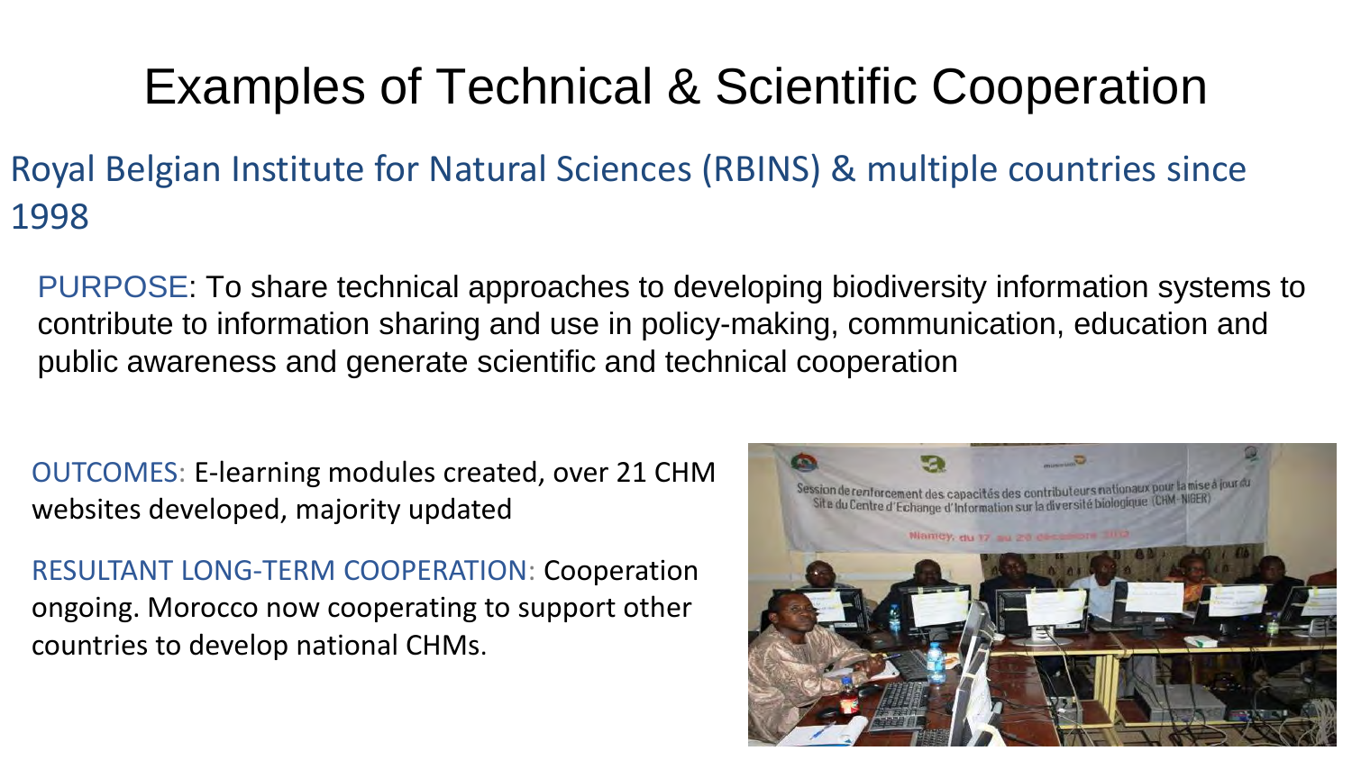# Examples of Technical & Scientific Cooperation

## Royal Belgian Institute for Natural Sciences (RBINS) & multiple countries since 1998

PURPOSE: To share technical approaches to developing biodiversity information systems to contribute to information sharing and use in policy-making, communication, education and public awareness and generate scientific and technical cooperation

OUTCOMES: E-learning modules created, over 21 CHM websites developed, majority updated

RESULTANT LONG-TERM COOPERATION: Cooperation ongoing. Morocco now cooperating to support other countries to develop national CHMs.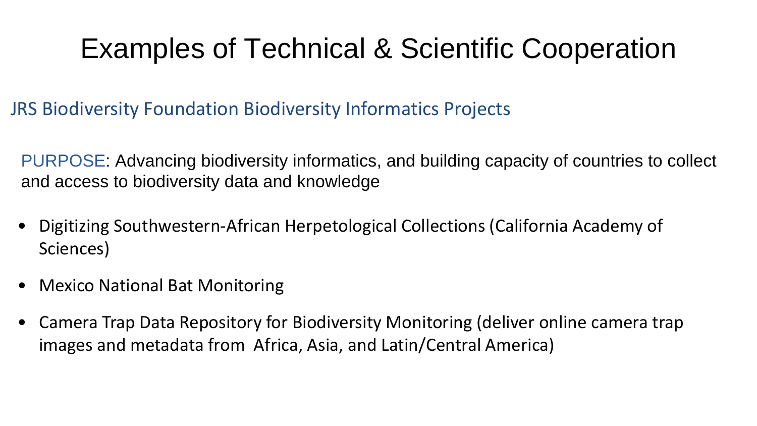# Examples of Technical & Scientific Cooperation

## JRS Biodiversity Foundation Biodiversity Informatics Projects

PURPOSE: Advancing biodiversity informatics, and building capacity of countries to collect and access to biodiversity data and knowledge

- Digitizing Southwestern-African Herpetological Collections (California Academy of Sciences)
- Mexico National Bat Monitoring
- Camera Trap Data Repository for Biodiversity Monitoring (deliver online camera trap images and metadata from Africa, Asia, and Latin/Central America)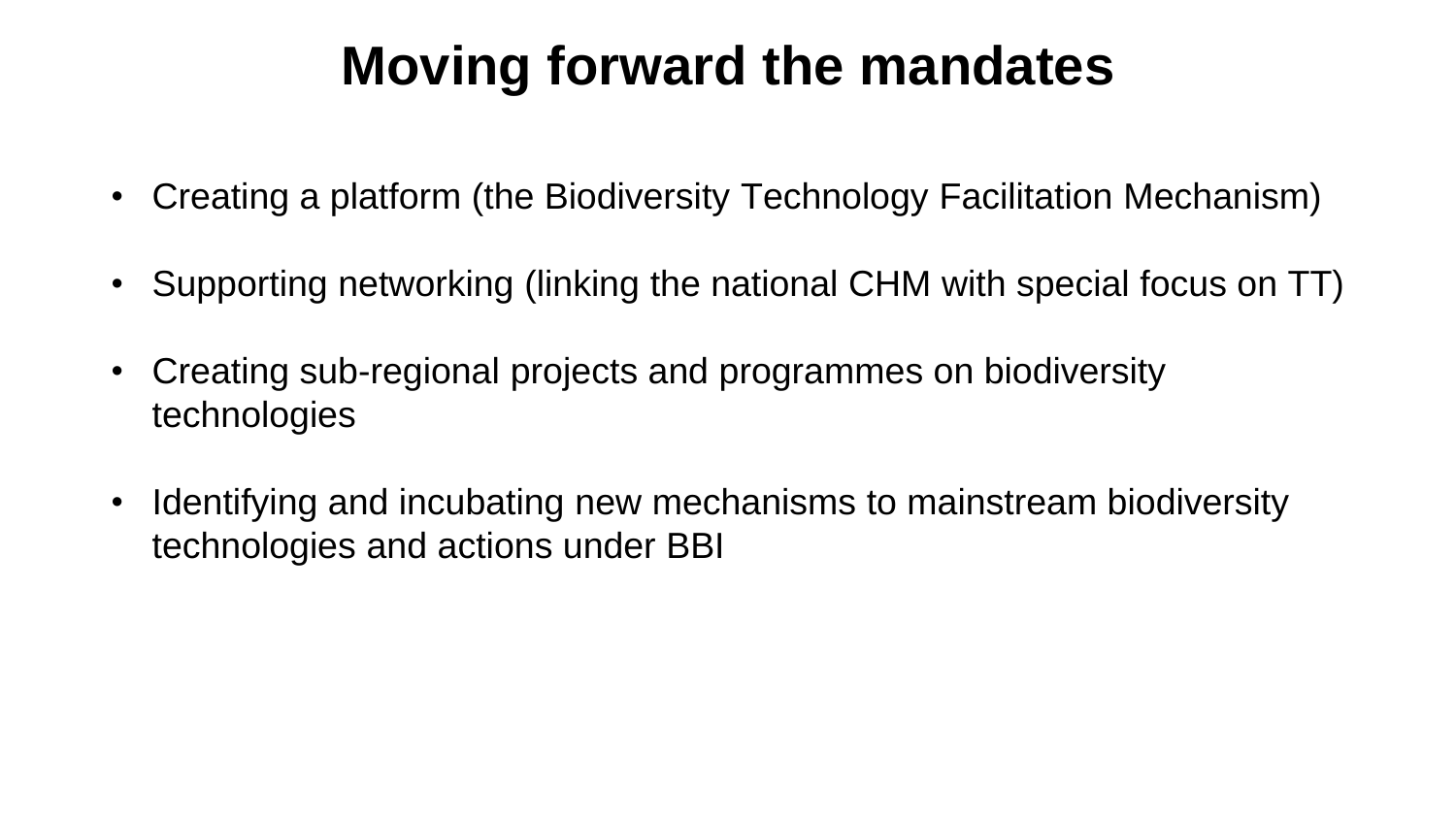# Moving forward the mandates

- Creating a platform (the Biodiversity Technology Facilitation Mechanism)
- Supporting networking (linking the national CHM with special focus on TT)
- Creating sub-regional projects and programmes on biodiversity technologies
- Identifying and incubating new mechanisms to mainstream biodiversity technologies and actions under BBI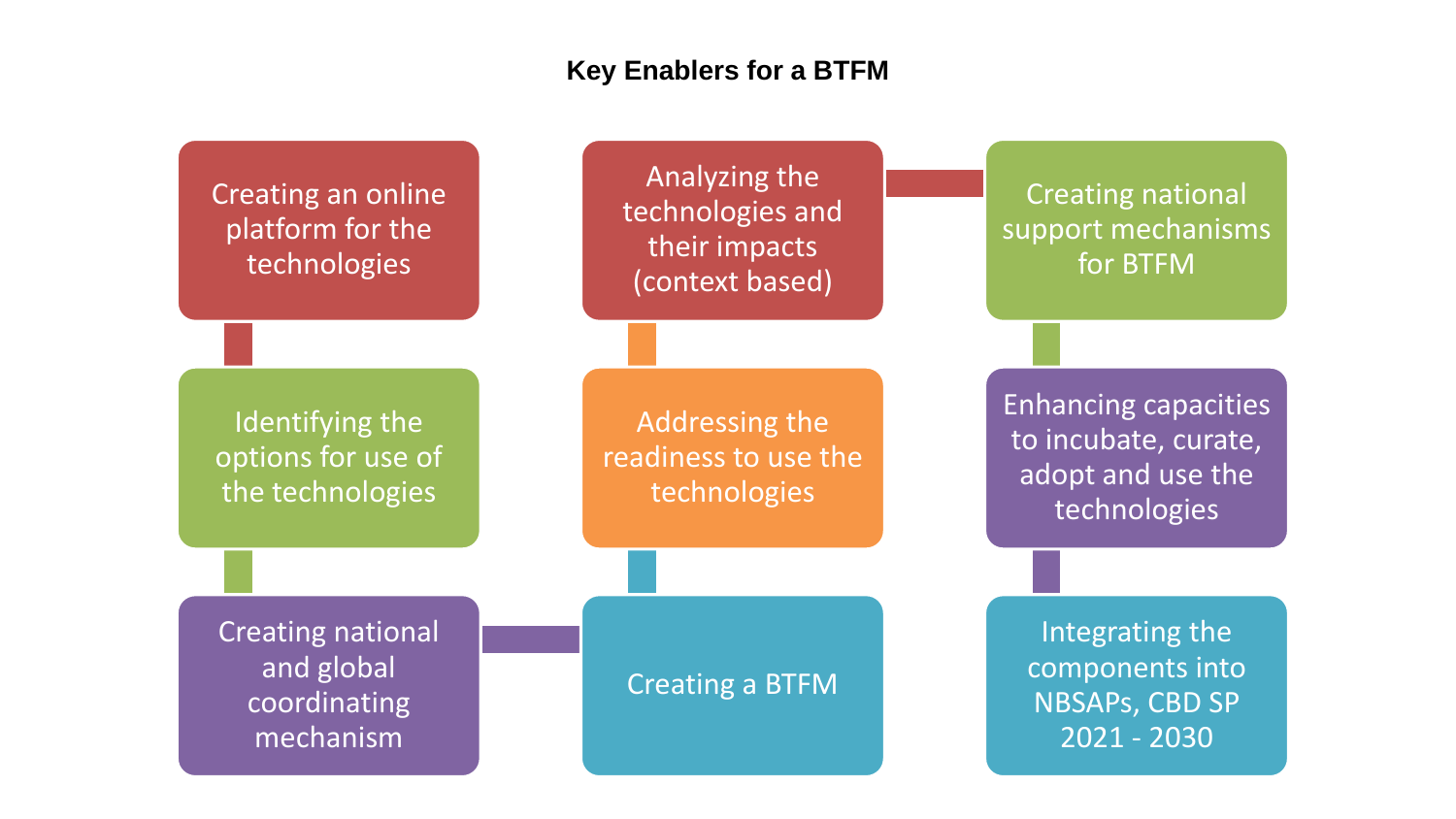**Key Enablers for a BTFM**

- Creating an online platform for the technologies
- Identifying the options for use of the technologies
- Creating national and global coordinating mechanism
- Creating a BTFM
- Addressing the readiness to use the technologies
- Analyzing the technologies and their impacts (context based)
- Creating national support mechanisms for BTFM
- Enhancing capacities to incubate, curate, adopt and use the technologies
- Integrating the components into NBSAPs, CBD SP 2021 - 2030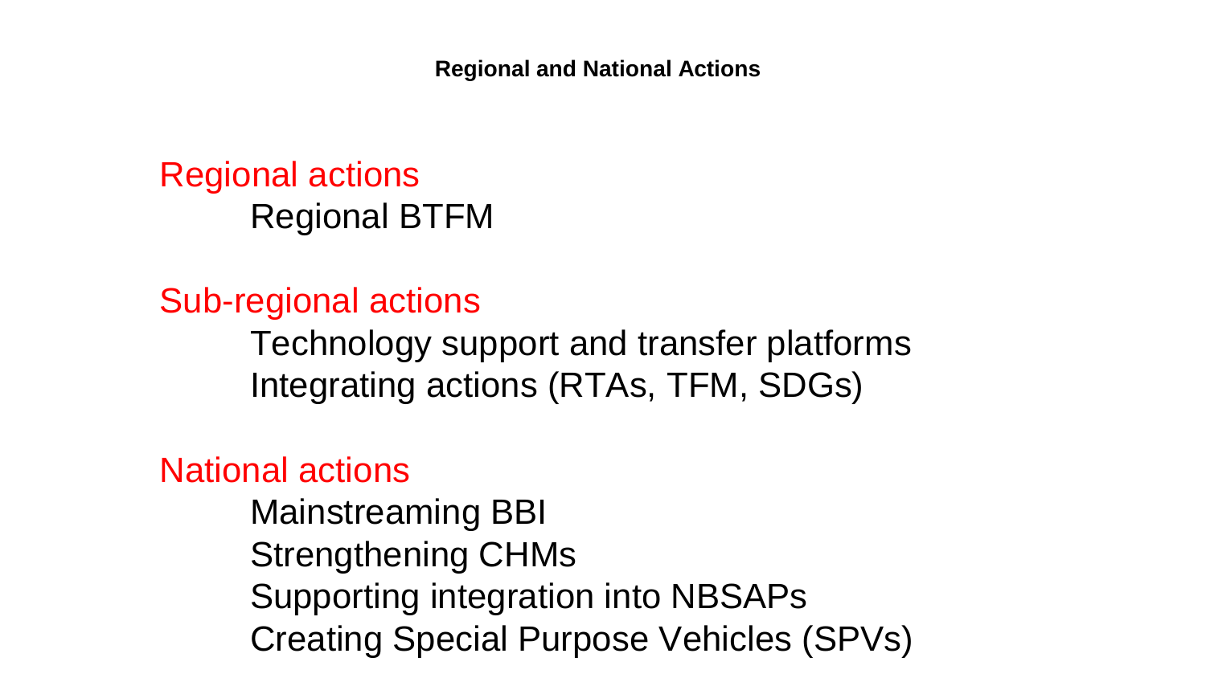# Regional and National Actions

## Regional actions

- Regional BTFM

## Sub-regional actions

- Technology support and transfer platforms
- Integrating actions (RTAs, TFM, SDGs)

## National actions

- Mainstreaming BBI
- Strengthening CHMs
- Supporting integration into NBSAPs
- Creating Special Purpose Vehicles (SPVs)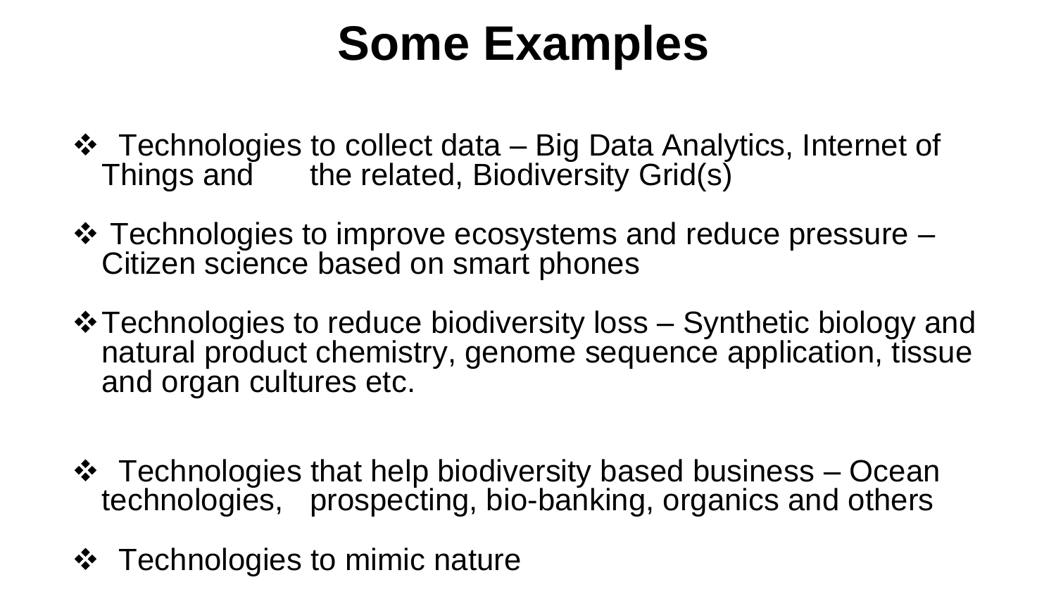# Some Examples

- Technologies to collect data – Big Data Analytics, Internet of Things and the related, Biodiversity Grid(s)

- Technologies to improve ecosystems and reduce pressure – Citizen science based on smart phones

- Technologies to reduce biodiversity loss – Synthetic biology and natural product chemistry, genome sequence application, tissue and organ cultures etc.

- Technologies that help biodiversity based business – Ocean technologies, prospecting, bio-banking, organics and others

- Technologies to mimic nature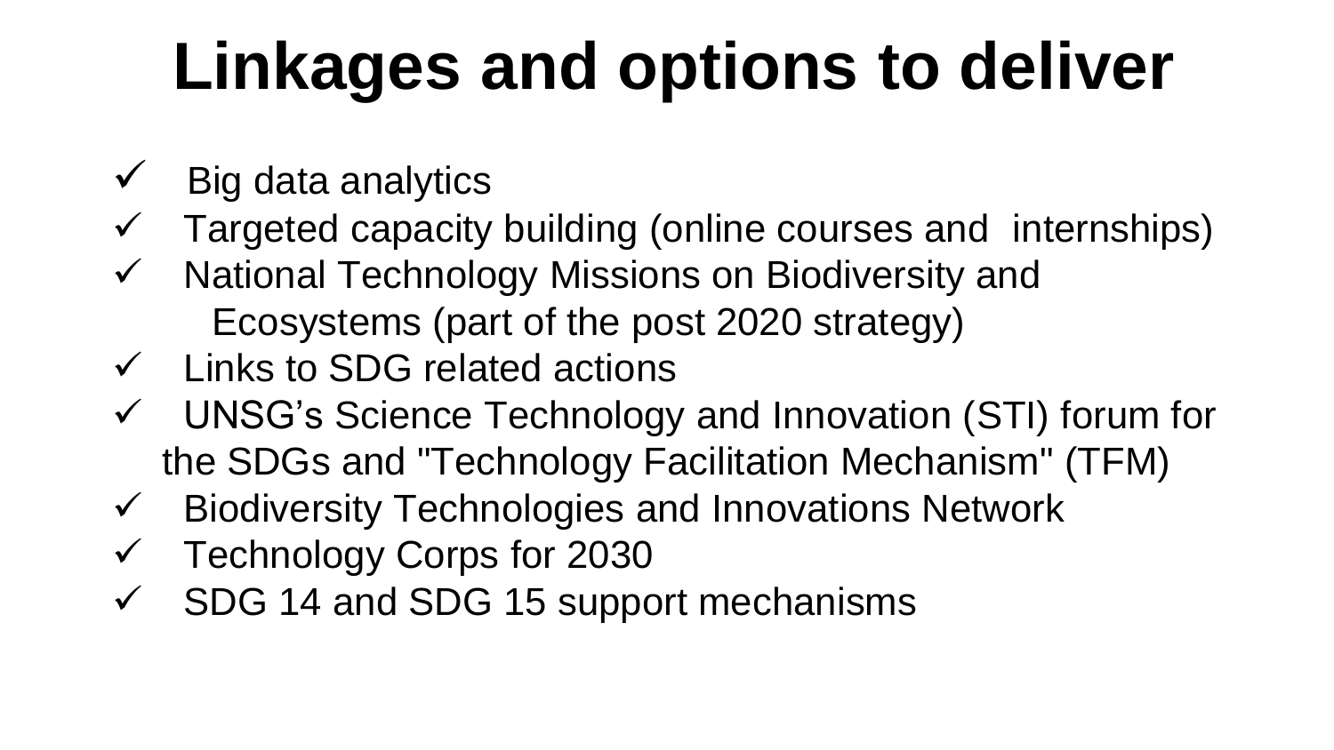# Linkages and options to deliver

- ✓ Big data analytics
- ✓ Targeted capacity building (online courses and internships)
- ✓ National Technology Missions on Biodiversity and Ecosystems (part of the post 2020 strategy)
- ✓ Links to SDG related actions
- ✓ UNSG's Science Technology and Innovation (STI) forum for the SDGs and "Technology Facilitation Mechanism" (TFM)
- ✓ Biodiversity Technologies and Innovations Network
- ✓ Technology Corps for 2030
- ✓ SDG 14 and SDG 15 support mechanisms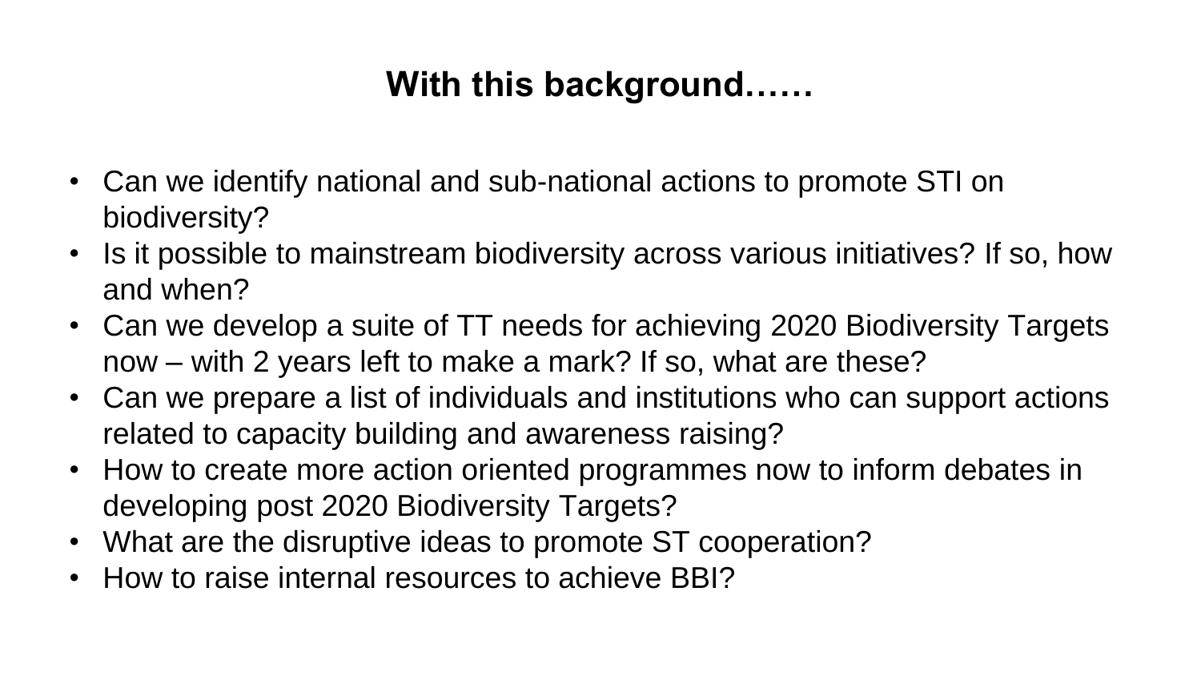# With this background……

- Can we identify national and sub-national actions to promote STI on biodiversity?
- Is it possible to mainstream biodiversity across various initiatives? If so, how and when?
- Can we develop a suite of TT needs for achieving 2020 Biodiversity Targets now – with 2 years left to make a mark? If so, what are these?
- Can we prepare a list of individuals and institutions who can support actions related to capacity building and awareness raising?
- How to create more action oriented programmes now to inform debates in developing post 2020 Biodiversity Targets?
- What are the disruptive ideas to promote ST cooperation?
- How to raise internal resources to achieve BBI?